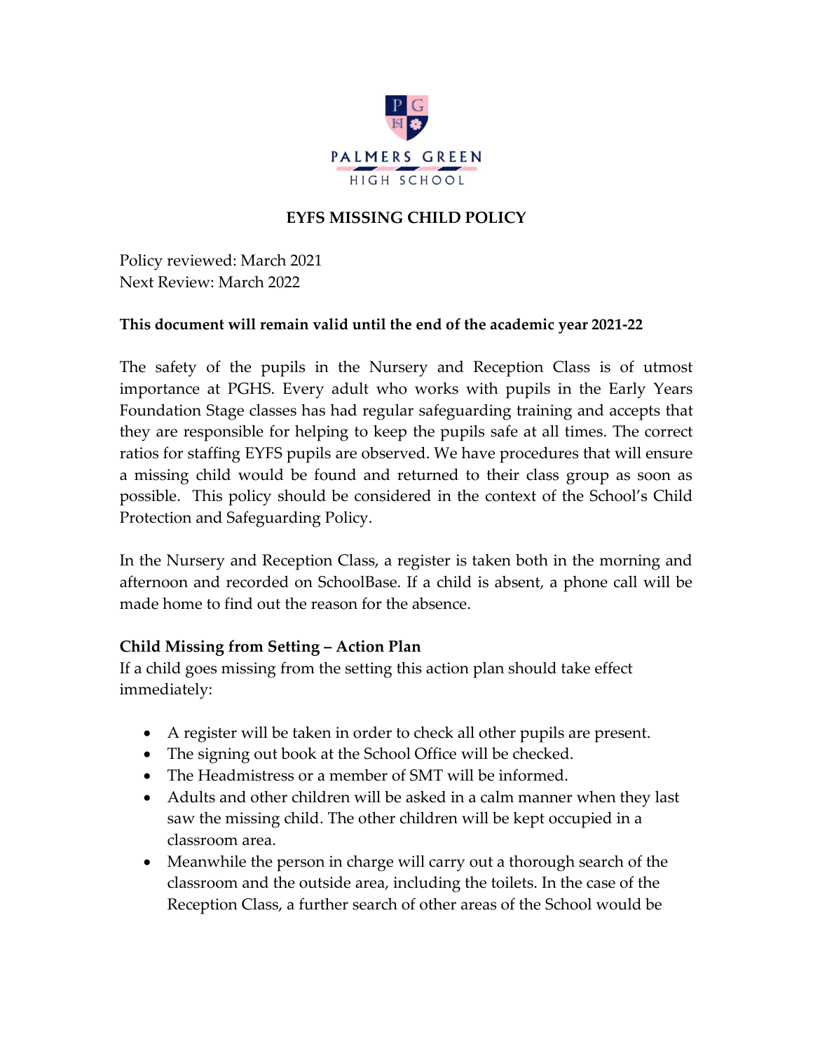PALMERS GREEN

HIGH SCHOOL

# EYFS MISSING CHILD POLICY

Policy reviewed: March 2021
Next Review: March 2022

**This document will remain valid until the end of the academic year 2021-22**

The safety of the pupils in the Nursery and Reception Class is of utmost importance at PGHS. Every adult who works with pupils in the Early Years Foundation Stage classes has had regular safeguarding training and accepts that they are responsible for helping to keep the pupils safe at all times. The correct ratios for staffing EYFS pupils are observed. We have procedures that will ensure a missing child would be found and returned to their class group as soon as possible. This policy should be considered in the context of the School's Child Protection and Safeguarding Policy.

In the Nursery and Reception Class, a register is taken both in the morning and afternoon and recorded on SchoolBase. If a child is absent, a phone call will be made home to find out the reason for the absence.

## Child Missing from Setting – Action Plan

If a child goes missing from the setting this action plan should take effect immediately:

- A register will be taken in order to check all other pupils are present.
- The signing out book at the School Office will be checked.
- The Headmistress or a member of SMT will be informed.
- Adults and other children will be asked in a calm manner when they last saw the missing child. The other children will be kept occupied in a classroom area.
- Meanwhile the person in charge will carry out a thorough search of the classroom and the outside area, including the toilets. In the case of the Reception Class, a further search of other areas of the School would be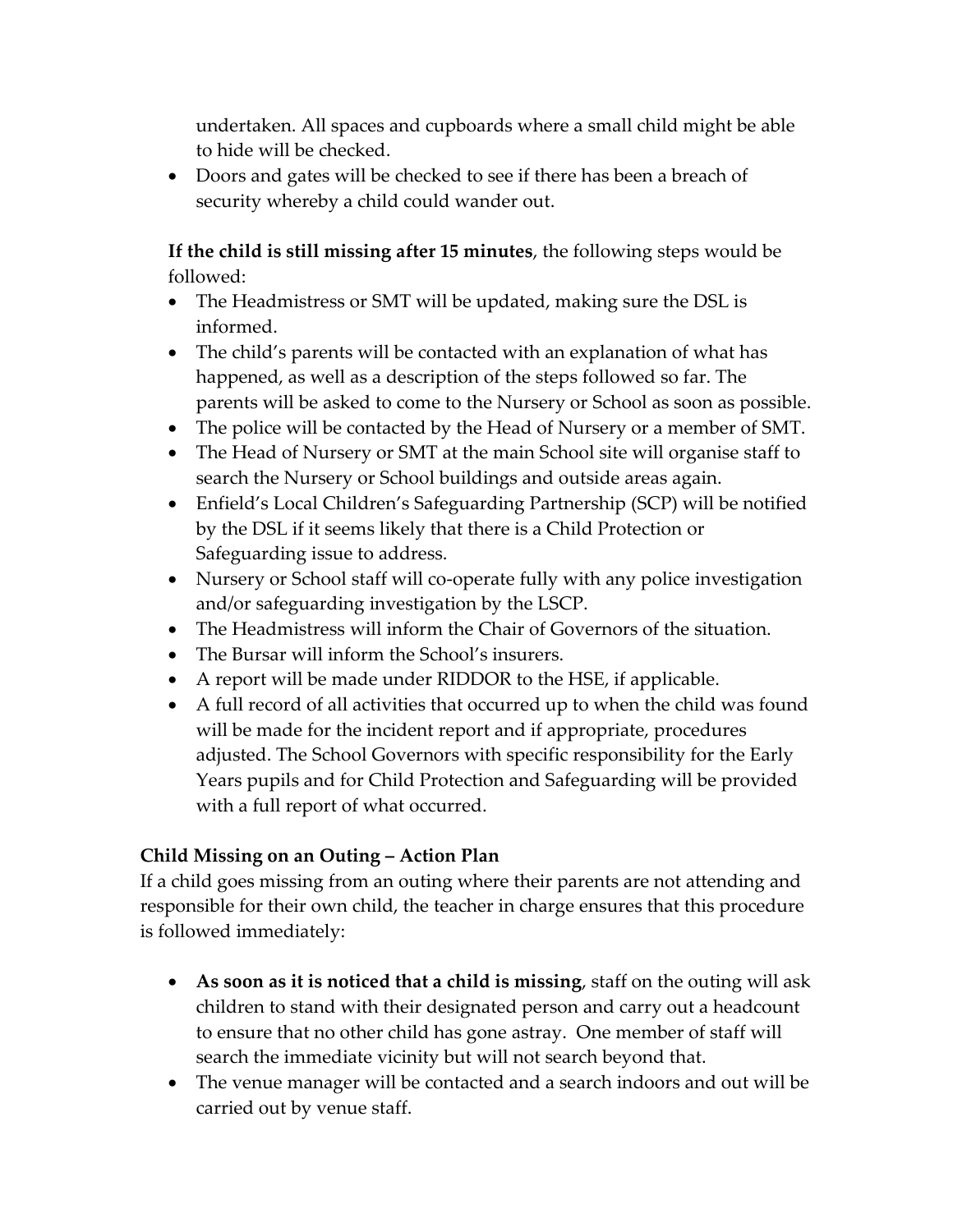undertaken. All spaces and cupboards where a small child might be able to hide will be checked.
- Doors and gates will be checked to see if there has been a breach of security whereby a child could wander out.

**If the child is still missing after 15 minutes**, the following steps would be followed:

- The Headmistress or SMT will be updated, making sure the DSL is informed.
- The child's parents will be contacted with an explanation of what has happened, as well as a description of the steps followed so far. The parents will be asked to come to the Nursery or School as soon as possible.
- The police will be contacted by the Head of Nursery or a member of SMT.
- The Head of Nursery or SMT at the main School site will organise staff to search the Nursery or School buildings and outside areas again.
- Enfield's Local Children's Safeguarding Partnership (SCP) will be notified by the DSL if it seems likely that there is a Child Protection or Safeguarding issue to address.
- Nursery or School staff will co-operate fully with any police investigation and/or safeguarding investigation by the LSCP.
- The Headmistress will inform the Chair of Governors of the situation.
- The Bursar will inform the School's insurers.
- A report will be made under RIDDOR to the HSE, if applicable.
- A full record of all activities that occurred up to when the child was found will be made for the incident report and if appropriate, procedures adjusted. The School Governors with specific responsibility for the Early Years pupils and for Child Protection and Safeguarding will be provided with a full report of what occurred.

### Child Missing on an Outing – Action Plan

If a child goes missing from an outing where their parents are not attending and responsible for their own child, the teacher in charge ensures that this procedure is followed immediately:

- **As soon as it is noticed that a child is missing**, staff on the outing will ask children to stand with their designated person and carry out a headcount to ensure that no other child has gone astray. One member of staff will search the immediate vicinity but will not search beyond that.
- The venue manager will be contacted and a search indoors and out will be carried out by venue staff.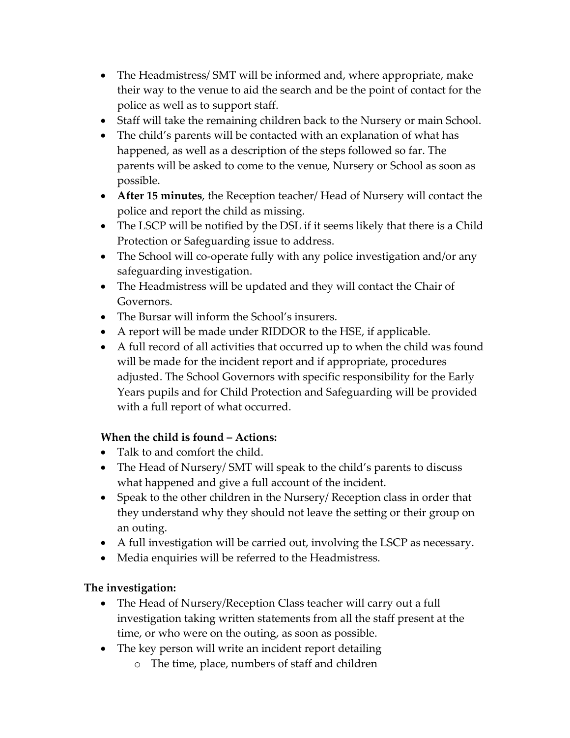- The Headmistress/ SMT will be informed and, where appropriate, make their way to the venue to aid the search and be the point of contact for the police as well as to support staff.
- Staff will take the remaining children back to the Nursery or main School.
- The child's parents will be contacted with an explanation of what has happened, as well as a description of the steps followed so far. The parents will be asked to come to the venue, Nursery or School as soon as possible.
- **After 15 minutes**, the Reception teacher/ Head of Nursery will contact the police and report the child as missing.
- The LSCP will be notified by the DSL if it seems likely that there is a Child Protection or Safeguarding issue to address.
- The School will co-operate fully with any police investigation and/or any safeguarding investigation.
- The Headmistress will be updated and they will contact the Chair of Governors.
- The Bursar will inform the School's insurers.
- A report will be made under RIDDOR to the HSE, if applicable.
- A full record of all activities that occurred up to when the child was found will be made for the incident report and if appropriate, procedures adjusted. The School Governors with specific responsibility for the Early Years pupils and for Child Protection and Safeguarding will be provided with a full report of what occurred.

**When the child is found – Actions:**

- Talk to and comfort the child.
- The Head of Nursery/ SMT will speak to the child's parents to discuss what happened and give a full account of the incident.
- Speak to the other children in the Nursery/ Reception class in order that they understand why they should not leave the setting or their group on an outing.
- A full investigation will be carried out, involving the LSCP as necessary.
- Media enquiries will be referred to the Headmistress.

**The investigation:**

- The Head of Nursery/Reception Class teacher will carry out a full investigation taking written statements from all the staff present at the time, or who were on the outing, as soon as possible.
- The key person will write an incident report detailing
    - The time, place, numbers of staff and children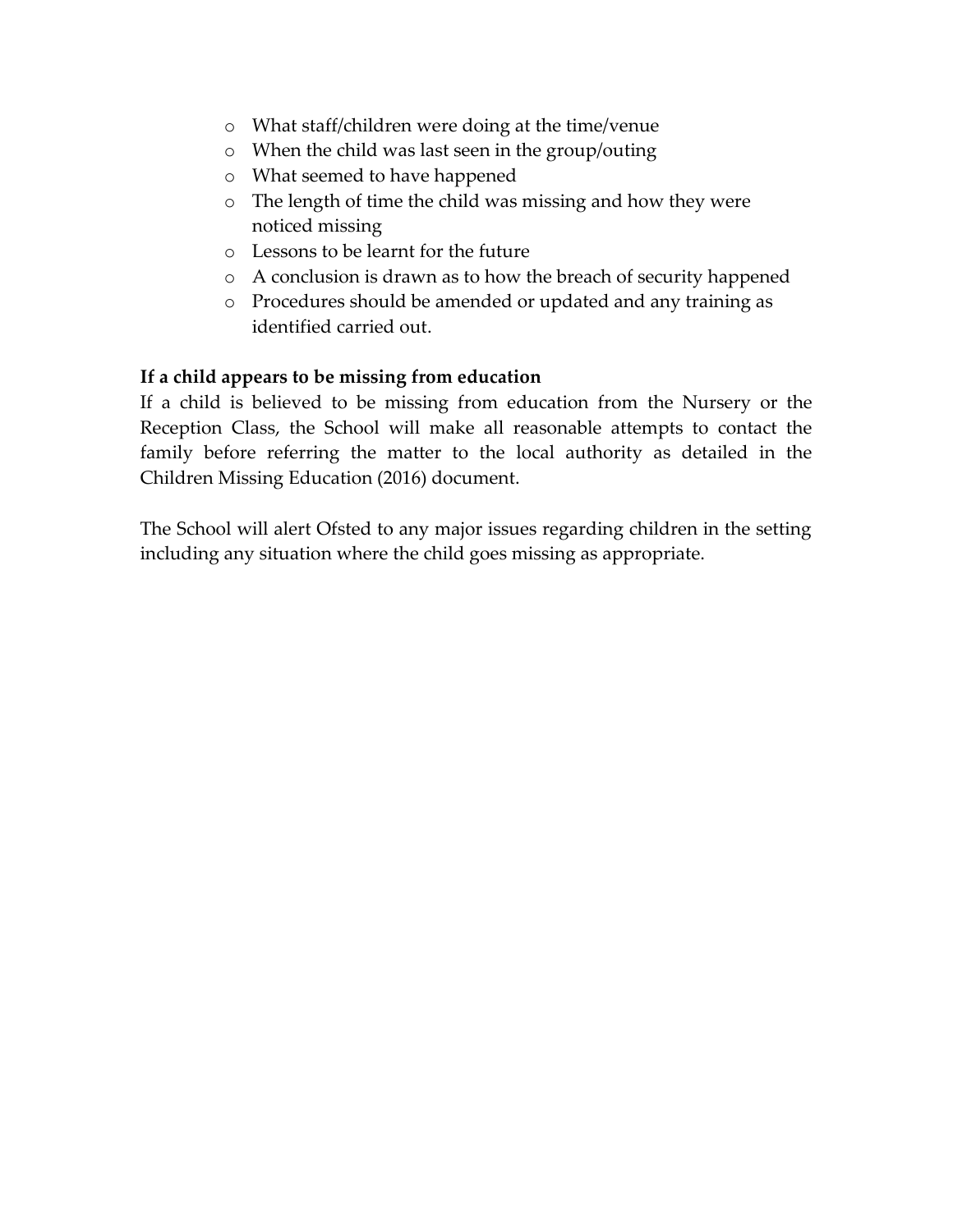- What staff/children were doing at the time/venue
- When the child was last seen in the group/outing
- What seemed to have happened
- The length of time the child was missing and how they were noticed missing
- Lessons to be learnt for the future
- A conclusion is drawn as to how the breach of security happened
- Procedures should be amended or updated and any training as identified carried out.

**If a child appears to be missing from education**

If a child is believed to be missing from education from the Nursery or the Reception Class, the School will make all reasonable attempts to contact the family before referring the matter to the local authority as detailed in the Children Missing Education (2016) document.

The School will alert Ofsted to any major issues regarding children in the setting including any situation where the child goes missing as appropriate.